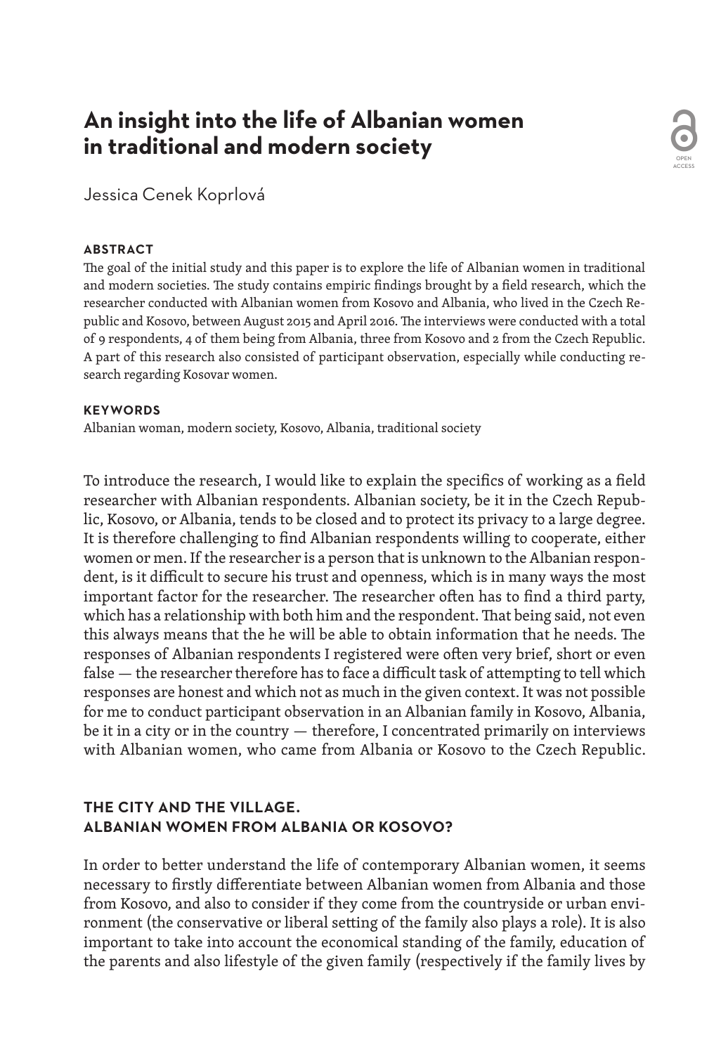# An insight into the life of Albanian women in traditional and modern society

Jessica Cenek Koprlová

**ABSTRACT**

The goal of the initial study and this paper is to explore the life of Albanian women in traditional and modern societies. The study contains empiric findings brought by a field research, which the researcher conducted with Albanian women from Kosovo and Albania, who lived in the Czech Republic and Kosovo, between August 2015 and April 2016. The interviews were conducted with a total of 9 respondents, 4 of them being from Albania, three from Kosovo and 2 from the Czech Republic. A part of this research also consisted of participant observation, especially while conducting research regarding Kosovar women.

**KEYWORDS**

Albanian woman, modern society, Kosovo, Albania, traditional society

To introduce the research, I would like to explain the specifics of working as a field researcher with Albanian respondents. Albanian society, be it in the Czech Republic, Kosovo, or Albania, tends to be closed and to protect its privacy to a large degree. It is therefore challenging to find Albanian respondents willing to cooperate, either women or men. If the researcher is a person that is unknown to the Albanian respondent, is it difficult to secure his trust and openness, which is in many ways the most important factor for the researcher. The researcher often has to find a third party, which has a relationship with both him and the respondent. That being said, not even this always means that the he will be able to obtain information that he needs. The responses of Albanian respondents I registered were often very brief, short or even false — the researcher therefore has to face a difficult task of attempting to tell which responses are honest and which not as much in the given context. It was not possible for me to conduct participant observation in an Albanian family in Kosovo, Albania, be it in a city or in the country — therefore, I concentrated primarily on interviews with Albanian women, who came from Albania or Kosovo to the Czech Republic.

## THE CITY AND THE VILLAGE. ALBANIAN WOMEN FROM ALBANIA OR KOSOVO?

In order to better understand the life of contemporary Albanian women, it seems necessary to firstly differentiate between Albanian women from Albania and those from Kosovo, and also to consider if they come from the countryside or urban environment (the conservative or liberal setting of the family also plays a role). It is also important to take into account the economical standing of the family, education of the parents and also lifestyle of the given family (respectively if the family lives by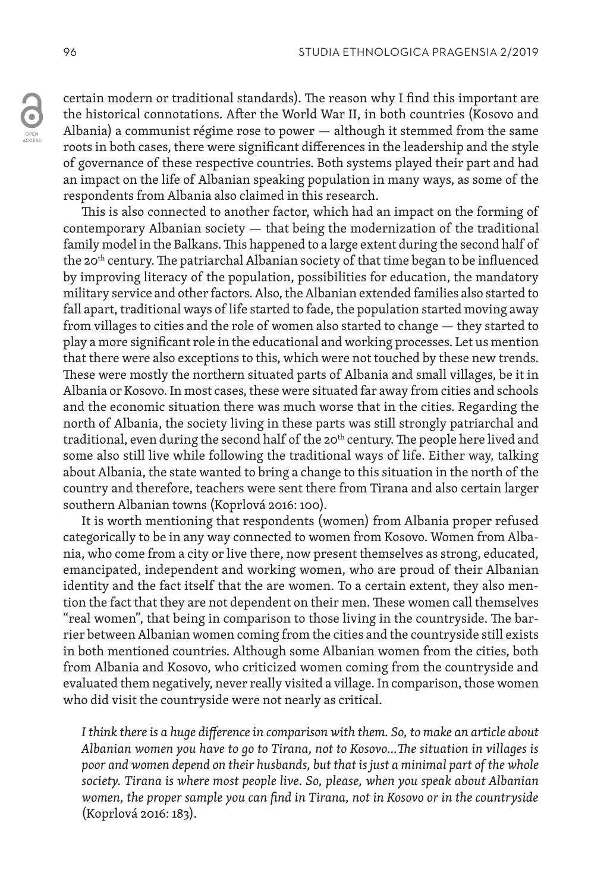certain modern or traditional standards). The reason why I find this important are the historical connotations. After the World War II, in both countries (Kosovo and Albania) a communist régime rose to power — although it stemmed from the same roots in both cases, there were significant differences in the leadership and the style of governance of these respective countries. Both systems played their part and had an impact on the life of Albanian speaking population in many ways, as some of the respondents from Albania also claimed in this research.

This is also connected to another factor, which had an impact on the forming of contemporary Albanian society — that being the modernization of the traditional family model in the Balkans. This happened to a large extent during the second half of the 20th century. The patriarchal Albanian society of that time began to be influenced by improving literacy of the population, possibilities for education, the mandatory military service and other factors. Also, the Albanian extended families also started to fall apart, traditional ways of life started to fade, the population started moving away from villages to cities and the role of women also started to change — they started to play a more significant role in the educational and working processes. Let us mention that there were also exceptions to this, which were not touched by these new trends. These were mostly the northern situated parts of Albania and small villages, be it in Albania or Kosovo. In most cases, these were situated far away from cities and schools and the economic situation there was much worse that in the cities. Regarding the north of Albania, the society living in these parts was still strongly patriarchal and traditional, even during the second half of the 20th century. The people here lived and some also still live while following the traditional ways of life. Either way, talking about Albania, the state wanted to bring a change to this situation in the north of the country and therefore, teachers were sent there from Tirana and also certain larger southern Albanian towns (Koprlová 2016: 100).

It is worth mentioning that respondents (women) from Albania proper refused categorically to be in any way connected to women from Kosovo. Women from Albania, who come from a city or live there, now present themselves as strong, educated, emancipated, independent and working women, who are proud of their Albanian identity and the fact itself that the are women. To a certain extent, they also mention the fact that they are not dependent on their men. These women call themselves "real women", that being in comparison to those living in the countryside. The barrier between Albanian women coming from the cities and the countryside still exists in both mentioned countries. Although some Albanian women from the cities, both from Albania and Kosovo, who criticized women coming from the countryside and evaluated them negatively, never really visited a village. In comparison, those women who did visit the countryside were not nearly as critical.

*I think there is a huge difference in comparison with them. So, to make an article about Albanian women you have to go to Tirana, not to Kosovo…The situation in villages is poor and women depend on their husbands, but that is just a minimal part of the whole society. Tirana is where most people live. So, please, when you speak about Albanian women, the proper sample you can find in Tirana, not in Kosovo or in the countryside* (Koprlová 2016: 183).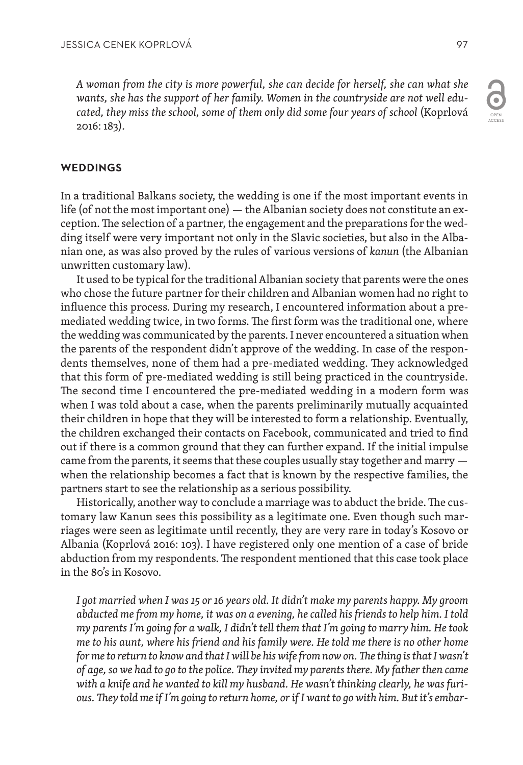*A woman from the city is more powerful, she can decide for herself, she can what she wants, she has the support of her family. Women in the countryside are not well educated, they miss the school, some of them only did some four years of school* (Koprlová 2016: 183).

## WEDDINGS

In a traditional Balkans society, the wedding is one if the most important events in life (of not the most important one) — the Albanian society does not constitute an exception. The selection of a partner, the engagement and the preparations for the wedding itself were very important not only in the Slavic societies, but also in the Albanian one, as was also proved by the rules of various versions of *kanun* (the Albanian unwritten customary law).

It used to be typical for the traditional Albanian society that parents were the ones who chose the future partner for their children and Albanian women had no right to influence this process. During my research, I encountered information about a pre-mediated wedding twice, in two forms. The first form was the traditional one, where the wedding was communicated by the parents. I never encountered a situation when the parents of the respondent didn't approve of the wedding. In case of the respondents themselves, none of them had a pre-mediated wedding. They acknowledged that this form of pre-mediated wedding is still being practiced in the countryside. The second time I encountered the pre-mediated wedding in a modern form was when I was told about a case, when the parents preliminarily mutually acquainted their children in hope that they will be interested to form a relationship. Eventually, the children exchanged their contacts on Facebook, communicated and tried to find out if there is a common ground that they can further expand. If the initial impulse came from the parents, it seems that these couples usually stay together and marry — when the relationship becomes a fact that is known by the respective families, the partners start to see the relationship as a serious possibility.

Historically, another way to conclude a marriage was to abduct the bride. The customary law Kanun sees this possibility as a legitimate one. Even though such marriages were seen as legitimate until recently, they are very rare in today's Kosovo or Albania (Koprlová 2016: 103). I have registered only one mention of a case of bride abduction from my respondents. The respondent mentioned that this case took place in the 80's in Kosovo.

*I got married when I was 15 or 16 years old. It didn't make my parents happy. My groom abducted me from my home, it was on a evening, he called his friends to help him. I told my parents I'm going for a walk, I didn't tell them that I'm going to marry him. He took me to his aunt, where his friend and his family were. He told me there is no other home for me to return to know and that I will be his wife from now on. The thing is that I wasn't of age, so we had to go to the police. They invited my parents there. My father then came with a knife and he wanted to kill my husband. He wasn't thinking clearly, he was furious. They told me if I'm going to return home, or if I want to go with him. But it's embar-*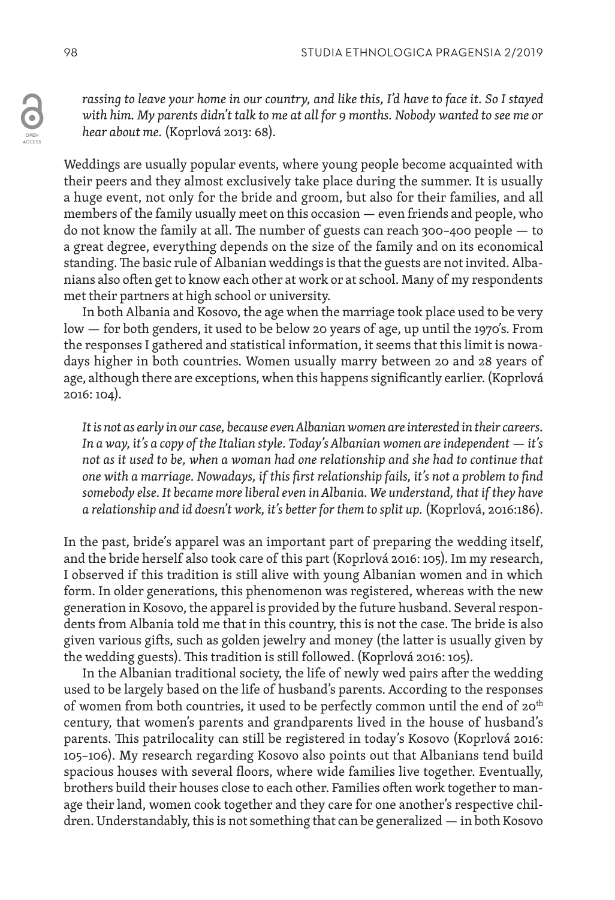*rassing to leave your home in our country, and like this, I'd have to face it. So I stayed with him. My parents didn't talk to me at all for 9 months. Nobody wanted to see me or hear about me.* (Koprlová 2013: 68).

Weddings are usually popular events, where young people become acquainted with their peers and they almost exclusively take place during the summer. It is usually a huge event, not only for the bride and groom, but also for their families, and all members of the family usually meet on this occasion — even friends and people, who do not know the family at all. The number of guests can reach 300–400 people — to a great degree, everything depends on the size of the family and on its economical standing. The basic rule of Albanian weddings is that the guests are not invited. Albanians also often get to know each other at work or at school. Many of my respondents met their partners at high school or university.

In both Albania and Kosovo, the age when the marriage took place used to be very low — for both genders, it used to be below 20 years of age, up until the 1970's. From the responses I gathered and statistical information, it seems that this limit is nowadays higher in both countries. Women usually marry between 20 and 28 years of age, although there are exceptions, when this happens significantly earlier. (Koprlová 2016: 104).

*It is not as early in our case, because even Albanian women are interested in their careers. In a way, it's a copy of the Italian style. Today's Albanian women are independent — it's not as it used to be, when a woman had one relationship and she had to continue that one with a marriage. Nowadays, if this first relationship fails, it's not a problem to find somebody else. It became more liberal even in Albania. We understand, that if they have a relationship and id doesn't work, it's better for them to split up.* (Koprlová, 2016:186).

In the past, bride's apparel was an important part of preparing the wedding itself, and the bride herself also took care of this part (Koprlová 2016: 105). Im my research, I observed if this tradition is still alive with young Albanian women and in which form. In older generations, this phenomenon was registered, whereas with the new generation in Kosovo, the apparel is provided by the future husband. Several respondents from Albania told me that in this country, this is not the case. The bride is also given various gifts, such as golden jewelry and money (the latter is usually given by the wedding guests). This tradition is still followed. (Koprlová 2016: 105).

In the Albanian traditional society, the life of newly wed pairs after the wedding used to be largely based on the life of husband's parents. According to the responses of women from both countries, it used to be perfectly common until the end of 20th century, that women's parents and grandparents lived in the house of husband's parents. This patrilocality can still be registered in today's Kosovo (Koprlová 2016: 105–106). My research regarding Kosovo also points out that Albanians tend build spacious houses with several floors, where wide families live together. Eventually, brothers build their houses close to each other. Families often work together to manage their land, women cook together and they care for one another's respective children. Understandably, this is not something that can be generalized — in both Kosovo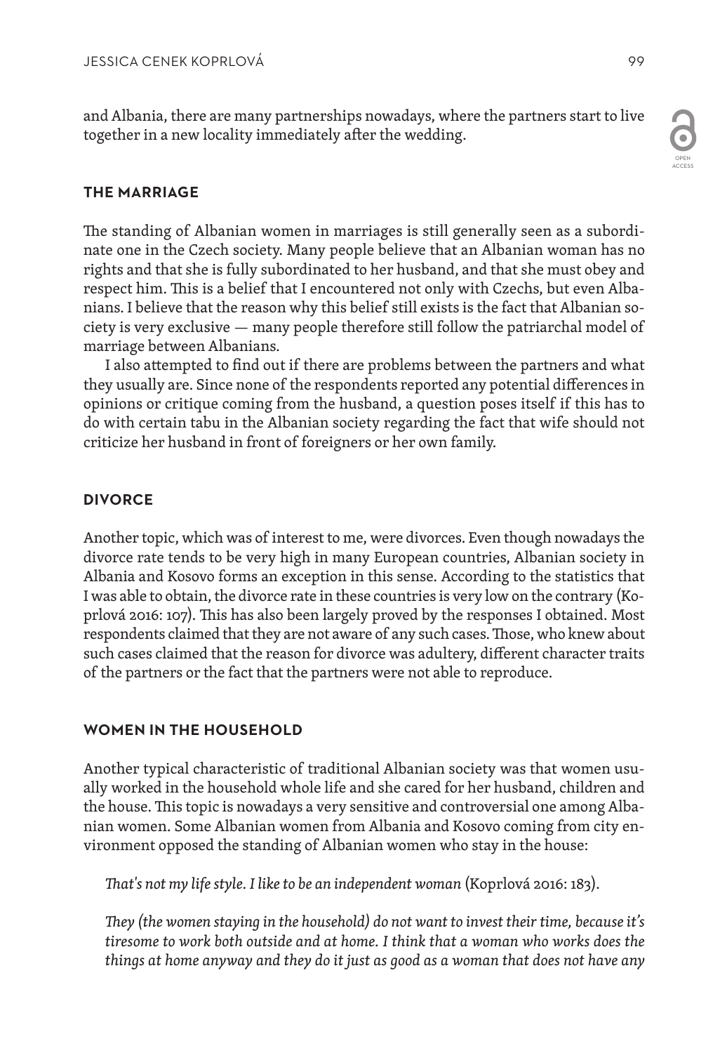and Albania, there are many partnerships nowadays, where the partners start to live together in a new locality immediately after the wedding.

## THE MARRIAGE

The standing of Albanian women in marriages is still generally seen as a subordinate one in the Czech society. Many people believe that an Albanian woman has no rights and that she is fully subordinated to her husband, and that she must obey and respect him. This is a belief that I encountered not only with Czechs, but even Albanians. I believe that the reason why this belief still exists is the fact that Albanian society is very exclusive — many people therefore still follow the patriarchal model of marriage between Albanians.

I also attempted to find out if there are problems between the partners and what they usually are. Since none of the respondents reported any potential differences in opinions or critique coming from the husband, a question poses itself if this has to do with certain tabu in the Albanian society regarding the fact that wife should not criticize her husband in front of foreigners or her own family.

## DIVORCE

Another topic, which was of interest to me, were divorces. Even though nowadays the divorce rate tends to be very high in many European countries, Albanian society in Albania and Kosovo forms an exception in this sense. According to the statistics that I was able to obtain, the divorce rate in these countries is very low on the contrary (Koprlová 2016: 107). This has also been largely proved by the responses I obtained. Most respondents claimed that they are not aware of any such cases. Those, who knew about such cases claimed that the reason for divorce was adultery, different character traits of the partners or the fact that the partners were not able to reproduce.

## WOMEN IN THE HOUSEHOLD

Another typical characteristic of traditional Albanian society was that women usually worked in the household whole life and she cared for her husband, children and the house. This topic is nowadays a very sensitive and controversial one among Albanian women. Some Albanian women from Albania and Kosovo coming from city environment opposed the standing of Albanian women who stay in the house:

> *That's not my life style. I like to be an independent woman* (Koprlová 2016: 183).

> *They (the women staying in the household) do not want to invest their time, because it's tiresome to work both outside and at home. I think that a woman who works does the things at home anyway and they do it just as good as a woman that does not have any*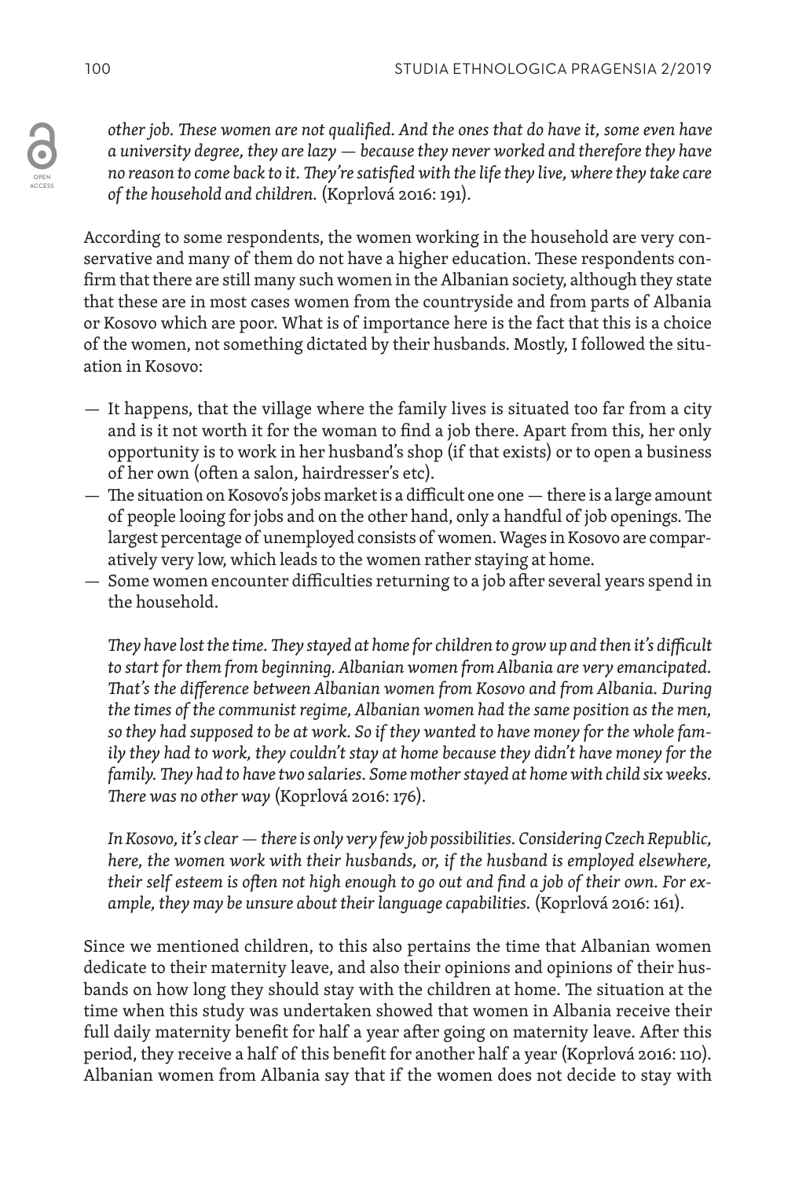*other job. These women are not qualified. And the ones that do have it, some even have a university degree, they are lazy — because they never worked and therefore they have no reason to come back to it. They're satisfied with the life they live, where they take care of the household and children.* (Koprlová 2016: 191).

According to some respondents, the women working in the household are very conservative and many of them do not have a higher education. These respondents confirm that there are still many such women in the Albanian society, although they state that these are in most cases women from the countryside and from parts of Albania or Kosovo which are poor. What is of importance here is the fact that this is a choice of the women, not something dictated by their husbands. Mostly, I followed the situation in Kosovo:

— It happens, that the village where the family lives is situated too far from a city and is it not worth it for the woman to find a job there. Apart from this, her only opportunity is to work in her husband's shop (if that exists) or to open a business of her own (often a salon, hairdresser's etc).
— The situation on Kosovo's jobs market is a difficult one one — there is a large amount of people looing for jobs and on the other hand, only a handful of job openings. The largest percentage of unemployed consists of women. Wages in Kosovo are comparatively very low, which leads to the women rather staying at home.
— Some women encounter difficulties returning to a job after several years spend in the household.

*They have lost the time. They stayed at home for children to grow up and then it's difficult to start for them from beginning. Albanian women from Albania are very emancipated. That's the difference between Albanian women from Kosovo and from Albania. During the times of the communist regime, Albanian women had the same position as the men, so they had supposed to be at work. So if they wanted to have money for the whole family they had to work, they couldn't stay at home because they didn't have money for the family. They had to have two salaries. Some mother stayed at home with child six weeks. There was no other way* (Koprlová 2016: 176).

*In Kosovo, it's clear — there is only very few job possibilities. Considering Czech Republic, here, the women work with their husbands, or, if the husband is employed elsewhere, their self esteem is often not high enough to go out and find a job of their own. For example, they may be unsure about their language capabilities.* (Koprlová 2016: 161).

Since we mentioned children, to this also pertains the time that Albanian women dedicate to their maternity leave, and also their opinions and opinions of their husbands on how long they should stay with the children at home. The situation at the time when this study was undertaken showed that women in Albania receive their full daily maternity benefit for half a year after going on maternity leave. After this period, they receive a half of this benefit for another half a year (Koprlová 2016: 110). Albanian women from Albania say that if the women does not decide to stay with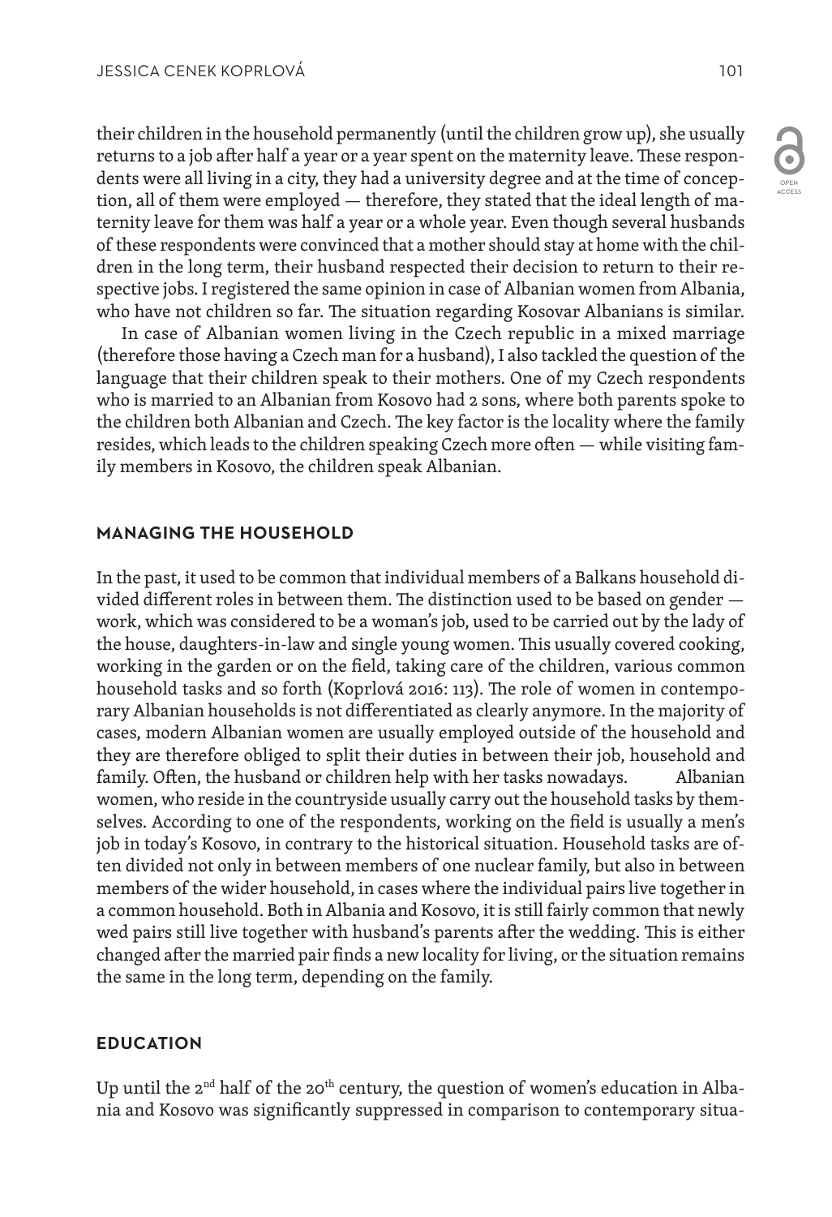their children in the household permanently (until the children grow up), she usually returns to a job after half a year or a year spent on the maternity leave. These respondents were all living in a city, they had a university degree and at the time of conception, all of them were employed — therefore, they stated that the ideal length of maternity leave for them was half a year or a whole year. Even though several husbands of these respondents were convinced that a mother should stay at home with the children in the long term, their husband respected their decision to return to their respective jobs. I registered the same opinion in case of Albanian women from Albania, who have not children so far. The situation regarding Kosovar Albanians is similar.

In case of Albanian women living in the Czech republic in a mixed marriage (therefore those having a Czech man for a husband), I also tackled the question of the language that their children speak to their mothers. One of my Czech respondents who is married to an Albanian from Kosovo had 2 sons, where both parents spoke to the children both Albanian and Czech. The key factor is the locality where the family resides, which leads to the children speaking Czech more often — while visiting family members in Kosovo, the children speak Albanian.

## MANAGING THE HOUSEHOLD

In the past, it used to be common that individual members of a Balkans household divided different roles in between them. The distinction used to be based on gender — work, which was considered to be a woman's job, used to be carried out by the lady of the house, daughters-in-law and single young women. This usually covered cooking, working in the garden or on the field, taking care of the children, various common household tasks and so forth (Koprlová 2016: 113). The role of women in contemporary Albanian households is not differentiated as clearly anymore. In the majority of cases, modern Albanian women are usually employed outside of the household and they are therefore obliged to split their duties in between their job, household and family. Often, the husband or children help with her tasks nowadays. Albanian women, who reside in the countryside usually carry out the household tasks by themselves. According to one of the respondents, working on the field is usually a men's job in today's Kosovo, in contrary to the historical situation. Household tasks are often divided not only in between members of one nuclear family, but also in between members of the wider household, in cases where the individual pairs live together in a common household. Both in Albania and Kosovo, it is still fairly common that newly wed pairs still live together with husband's parents after the wedding. This is either changed after the married pair finds a new locality for living, or the situation remains the same in the long term, depending on the family.

## EDUCATION

Up until the 2nd half of the 20th century, the question of women's education in Albania and Kosovo was significantly suppressed in comparison to contemporary situa-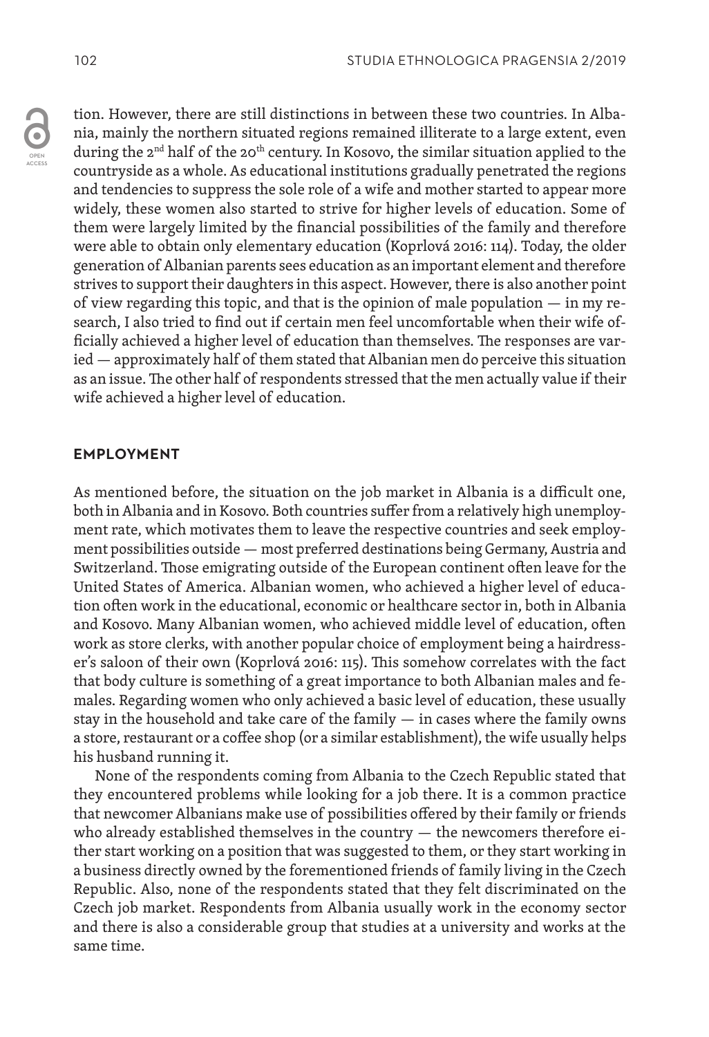tion. However, there are still distinctions in between these two countries. In Albania, mainly the northern situated regions remained illiterate to a large extent, even during the 2nd half of the 20th century. In Kosovo, the similar situation applied to the countryside as a whole. As educational institutions gradually penetrated the regions and tendencies to suppress the sole role of a wife and mother started to appear more widely, these women also started to strive for higher levels of education. Some of them were largely limited by the financial possibilities of the family and therefore were able to obtain only elementary education (Koprlová 2016: 114). Today, the older generation of Albanian parents sees education as an important element and therefore strives to support their daughters in this aspect. However, there is also another point of view regarding this topic, and that is the opinion of male population — in my research, I also tried to find out if certain men feel uncomfortable when their wife officially achieved a higher level of education than themselves. The responses are varied — approximately half of them stated that Albanian men do perceive this situation as an issue. The other half of respondents stressed that the men actually value if their wife achieved a higher level of education.

## EMPLOYMENT

As mentioned before, the situation on the job market in Albania is a difficult one, both in Albania and in Kosovo. Both countries suffer from a relatively high unemployment rate, which motivates them to leave the respective countries and seek employment possibilities outside — most preferred destinations being Germany, Austria and Switzerland. Those emigrating outside of the European continent often leave for the United States of America. Albanian women, who achieved a higher level of education often work in the educational, economic or healthcare sector in, both in Albania and Kosovo. Many Albanian women, who achieved middle level of education, often work as store clerks, with another popular choice of employment being a hairdresser's saloon of their own (Koprlová 2016: 115). This somehow correlates with the fact that body culture is something of a great importance to both Albanian males and females. Regarding women who only achieved a basic level of education, these usually stay in the household and take care of the family — in cases where the family owns a store, restaurant or a coffee shop (or a similar establishment), the wife usually helps his husband running it.

None of the respondents coming from Albania to the Czech Republic stated that they encountered problems while looking for a job there. It is a common practice that newcomer Albanians make use of possibilities offered by their family or friends who already established themselves in the country — the newcomers therefore either start working on a position that was suggested to them, or they start working in a business directly owned by the forementioned friends of family living in the Czech Republic. Also, none of the respondents stated that they felt discriminated on the Czech job market. Respondents from Albania usually work in the economy sector and there is also a considerable group that studies at a university and works at the same time.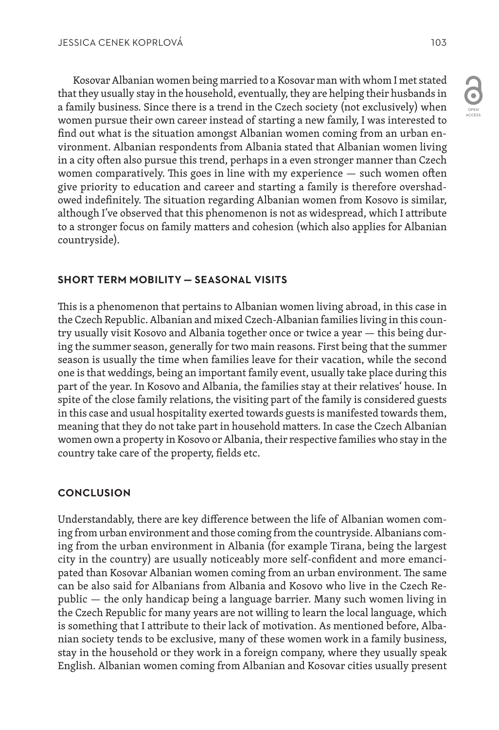Kosovar Albanian women being married to a Kosovar man with whom I met stated that they usually stay in the household, eventually, they are helping their husbands in a family business. Since there is a trend in the Czech society (not exclusively) when women pursue their own career instead of starting a new family, I was interested to find out what is the situation amongst Albanian women coming from an urban environment. Albanian respondents from Albania stated that Albanian women living in a city often also pursue this trend, perhaps in a even stronger manner than Czech women comparatively. This goes in line with my experience — such women often give priority to education and career and starting a family is therefore overshadowed indefinitely. The situation regarding Albanian women from Kosovo is similar, although I've observed that this phenomenon is not as widespread, which I attribute to a stronger focus on family matters and cohesion (which also applies for Albanian countryside).

## SHORT TERM MOBILITY — SEASONAL VISITS

This is a phenomenon that pertains to Albanian women living abroad, in this case in the Czech Republic. Albanian and mixed Czech-Albanian families living in this country usually visit Kosovo and Albania together once or twice a year — this being during the summer season, generally for two main reasons. First being that the summer season is usually the time when families leave for their vacation, while the second one is that weddings, being an important family event, usually take place during this part of the year. In Kosovo and Albania, the families stay at their relatives' house. In spite of the close family relations, the visiting part of the family is considered guests in this case and usual hospitality exerted towards guests is manifested towards them, meaning that they do not take part in household matters. In case the Czech Albanian women own a property in Kosovo or Albania, their respective families who stay in the country take care of the property, fields etc.

## CONCLUSION

Understandably, there are key difference between the life of Albanian women coming from urban environment and those coming from the countryside. Albanians coming from the urban environment in Albania (for example Tirana, being the largest city in the country) are usually noticeably more self-confident and more emancipated than Kosovar Albanian women coming from an urban environment. The same can be also said for Albanians from Albania and Kosovo who live in the Czech Republic — the only handicap being a language barrier. Many such women living in the Czech Republic for many years are not willing to learn the local language, which is something that I attribute to their lack of motivation. As mentioned before, Albanian society tends to be exclusive, many of these women work in a family business, stay in the household or they work in a foreign company, where they usually speak English. Albanian women coming from Albanian and Kosovar cities usually present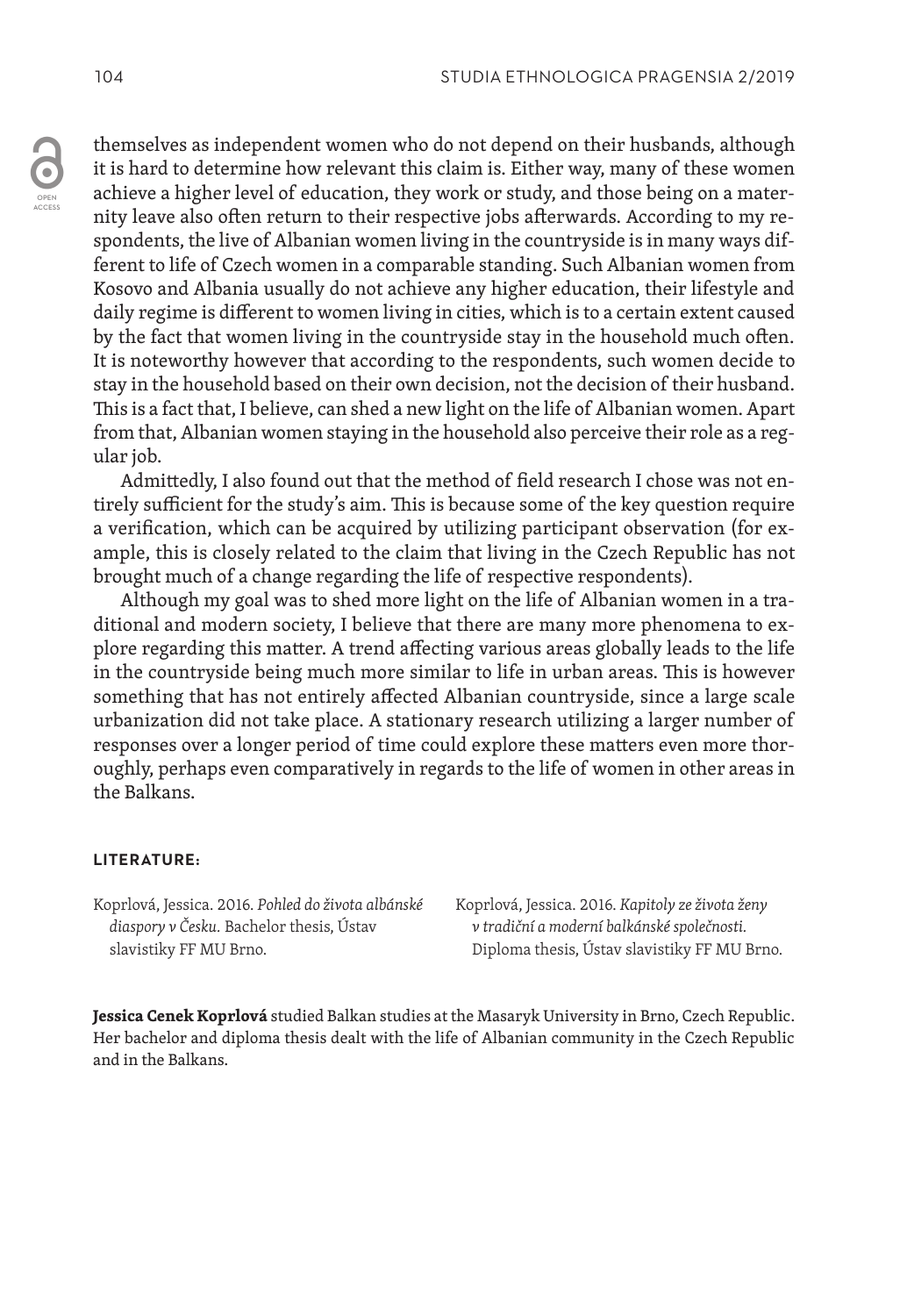themselves as independent women who do not depend on their husbands, although it is hard to determine how relevant this claim is. Either way, many of these women achieve a higher level of education, they work or study, and those being on a maternity leave also often return to their respective jobs afterwards. According to my respondents, the live of Albanian women living in the countryside is in many ways different to life of Czech women in a comparable standing. Such Albanian women from Kosovo and Albania usually do not achieve any higher education, their lifestyle and daily regime is different to women living in cities, which is to a certain extent caused by the fact that women living in the countryside stay in the household much often. It is noteworthy however that according to the respondents, such women decide to stay in the household based on their own decision, not the decision of their husband. This is a fact that, I believe, can shed a new light on the life of Albanian women. Apart from that, Albanian women staying in the household also perceive their role as a regular job.

Admittedly, I also found out that the method of field research I chose was not entirely sufficient for the study's aim. This is because some of the key question require a verification, which can be acquired by utilizing participant observation (for example, this is closely related to the claim that living in the Czech Republic has not brought much of a change regarding the life of respective respondents).

Although my goal was to shed more light on the life of Albanian women in a traditional and modern society, I believe that there are many more phenomena to explore regarding this matter. A trend affecting various areas globally leads to the life in the countryside being much more similar to life in urban areas. This is however something that has not entirely affected Albanian countryside, since a large scale urbanization did not take place. A stationary research utilizing a larger number of responses over a longer period of time could explore these matters even more thoroughly, perhaps even comparatively in regards to the life of women in other areas in the Balkans.

#### LITERATURE:

Koprlová, Jessica. 2016. *Pohled do života albánské diaspory v Česku.* Bachelor thesis, Ústav slavistiky FF MU Brno.

Koprlová, Jessica. 2016. *Kapitoly ze života ženy v tradiční a moderní balkánské společnosti.* Diploma thesis, Ústav slavistiky FF MU Brno.

**Jessica Cenek Koprlová** studied Balkan studies at the Masaryk University in Brno, Czech Republic. Her bachelor and diploma thesis dealt with the life of Albanian community in the Czech Republic and in the Balkans.